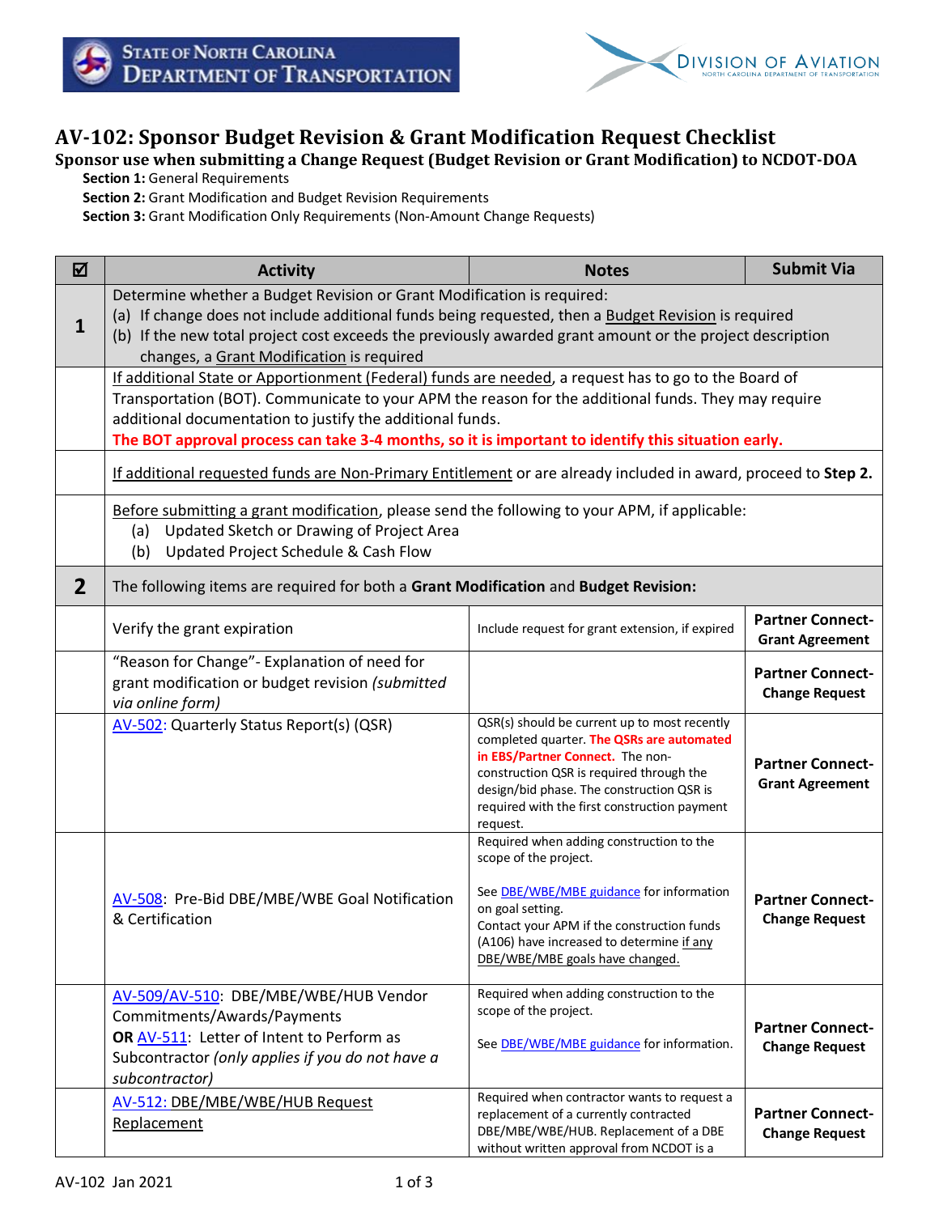# AV-102: Sponsor Budget Revision & Grant Modification Request Checklist

## Sponsor use when submitting a Change Request (Budget Revision or Grant Modification) to NCDOT-DOA

**Section 1:** General Requirements
**Section 2:** Grant Modification and Budget Revision Requirements
**Section 3:** Grant Modification Only Requirements (Non-Amount Change Requests)

| ☑ | Activity | Notes | Submit Via |
|---|---|---|---|
| **1** | Determine whether a Budget Revision or Grant Modification is required:<br>(a) If change does not include additional funds being requested, then a Budget Revision is required<br>(b) If the new total project cost exceeds the previously awarded grant amount or the project description changes, a Grant Modification is required | | |
| | If additional State or Apportionment (Federal) funds are needed, a request has to go to the Board of Transportation (BOT). Communicate to your APM the reason for the additional funds. They may require additional documentation to justify the additional funds.<br>**The BOT approval process can take 3-4 months, so it is important to identify this situation early.** | | |
| | If additional requested funds are Non-Primary Entitlement or are already included in award, proceed to **Step 2.** | | |
| | Before submitting a grant modification, please send the following to your APM, if applicable:<br>(a) Updated Sketch or Drawing of Project Area<br>(b) Updated Project Schedule & Cash Flow | | |
| **2** | The following items are required for both a **Grant Modification** and **Budget Revision:** | | |
| | Verify the grant expiration | Include request for grant extension, if expired | **Partner Connect-Grant Agreement** |
| | "Reason for Change"- Explanation of need for grant modification or budget revision *(submitted via online form)* | | **Partner Connect-Change Request** |
| | AV-502: Quarterly Status Report(s) (QSR) | QSR(s) should be current up to most recently completed quarter. **The QSRs are automated in EBS/Partner Connect.** The non-construction QSR is required through the design/bid phase. The construction QSR is required with the first construction payment request. | **Partner Connect-Grant Agreement** |
| | AV-508: Pre-Bid DBE/MBE/WBE Goal Notification & Certification | Required when adding construction to the scope of the project.<br><br>See DBE/WBE/MBE guidance for information on goal setting.<br>Contact your APM if the construction funds (A106) have increased to determine if any DBE/WBE/MBE goals have changed. | **Partner Connect-Change Request** |
| | AV-509/AV-510: DBE/MBE/WBE/HUB Vendor Commitments/Awards/Payments<br>**OR** AV-511: Letter of Intent to Perform as Subcontractor *(only applies if you do not have a subcontractor)* | Required when adding construction to the scope of the project.<br><br>See DBE/WBE/MBE guidance for information. | **Partner Connect-Change Request** |
| | AV-512: DBE/MBE/WBE/HUB Request Replacement | Required when contractor wants to request a replacement of a currently contracted DBE/MBE/WBE/HUB. Replacement of a DBE without written approval from NCDOT is a | **Partner Connect-Change Request** |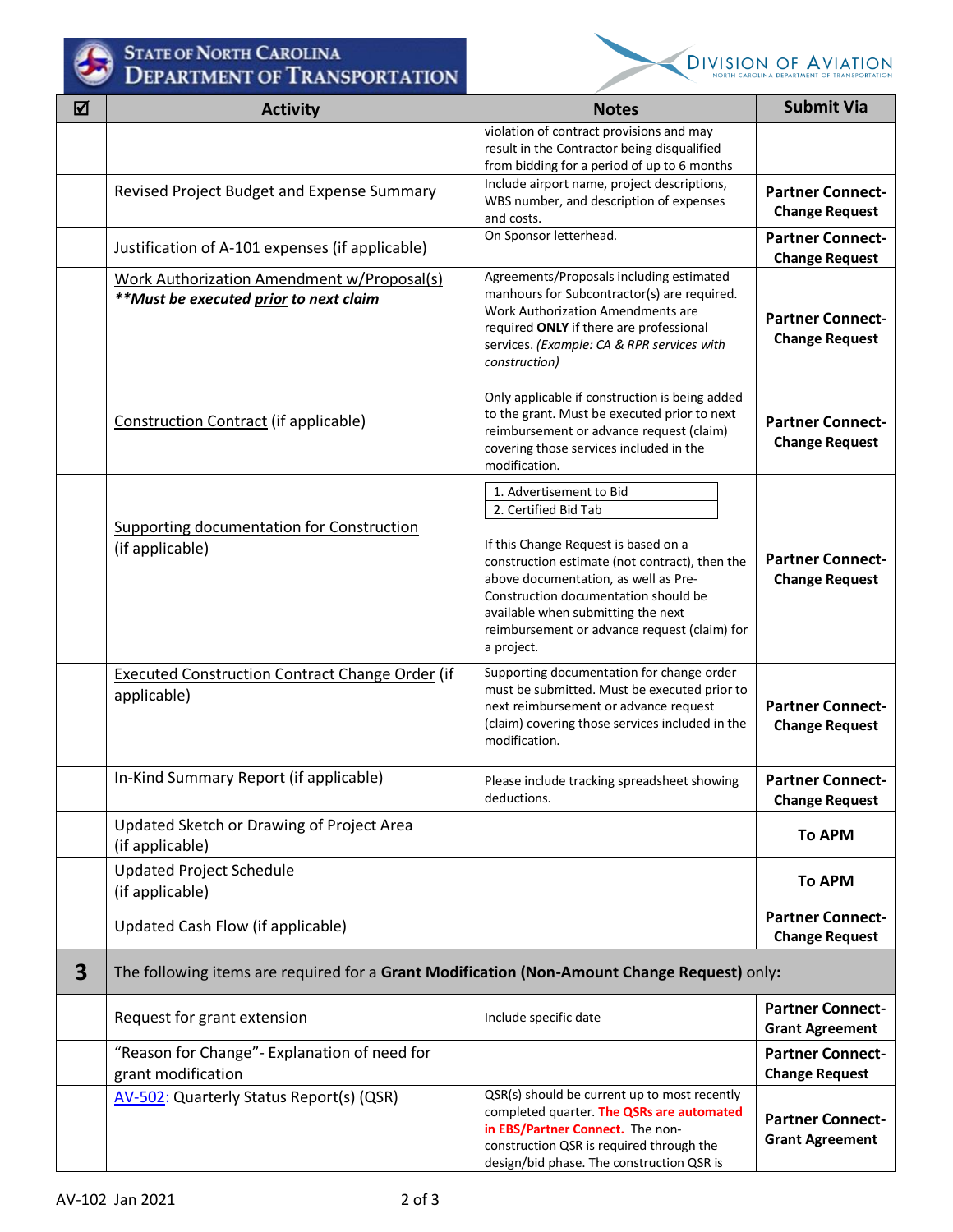| ☑ | Activity | Notes | Submit Via |
|---|---|---|---|
| | | violation of contract provisions and may result in the Contractor being disqualified from bidding for a period of up to 6 months | |
| | Revised Project Budget and Expense Summary | Include airport name, project descriptions, WBS number, and description of expenses and costs. | **Partner Connect-Change Request** |
| | Justification of A-101 expenses (if applicable) | On Sponsor letterhead. | **Partner Connect-Change Request** |
| | Work Authorization Amendment w/Proposal(s) ***\*\*Must be executed prior to next claim*** | Agreements/Proposals including estimated manhours for Subcontractor(s) are required. Work Authorization Amendments are required **ONLY** if there are professional services. *(Example: CA & RPR services with construction)* | **Partner Connect-Change Request** |
| | Construction Contract (if applicable) | Only applicable if construction is being added to the grant. Must be executed prior to next reimbursement or advance request (claim) covering those services included in the modification. | **Partner Connect-Change Request** |
| | Supporting documentation for Construction (if applicable) | 1. Advertisement to Bid<br>2. Certified Bid Tab<br><br>If this Change Request is based on a construction estimate (not contract), then the above documentation, as well as Pre-Construction documentation should be available when submitting the next reimbursement or advance request (claim) for a project. | **Partner Connect-Change Request** |
| | Executed Construction Contract Change Order (if applicable) | Supporting documentation for change order must be submitted. Must be executed prior to next reimbursement or advance request (claim) covering those services included in the modification. | **Partner Connect-Change Request** |
| | In-Kind Summary Report (if applicable) | Please include tracking spreadsheet showing deductions. | **Partner Connect-Change Request** |
| | Updated Sketch or Drawing of Project Area (if applicable) | | **To APM** |
| | Updated Project Schedule (if applicable) | | **To APM** |
| | Updated Cash Flow (if applicable) | | **Partner Connect-Change Request** |
| **3** | The following items are required for a **Grant Modification (Non-Amount Change Request)** only: | | |
| | Request for grant extension | Include specific date | **Partner Connect-Grant Agreement** |
| | "Reason for Change"- Explanation of need for grant modification | | **Partner Connect-Change Request** |
| | AV-502: Quarterly Status Report(s) (QSR) | QSR(s) should be current up to most recently completed quarter. **The QSRs are automated in EBS/Partner Connect.** The non-construction QSR is required through the design/bid phase. The construction QSR is | **Partner Connect-Grant Agreement** |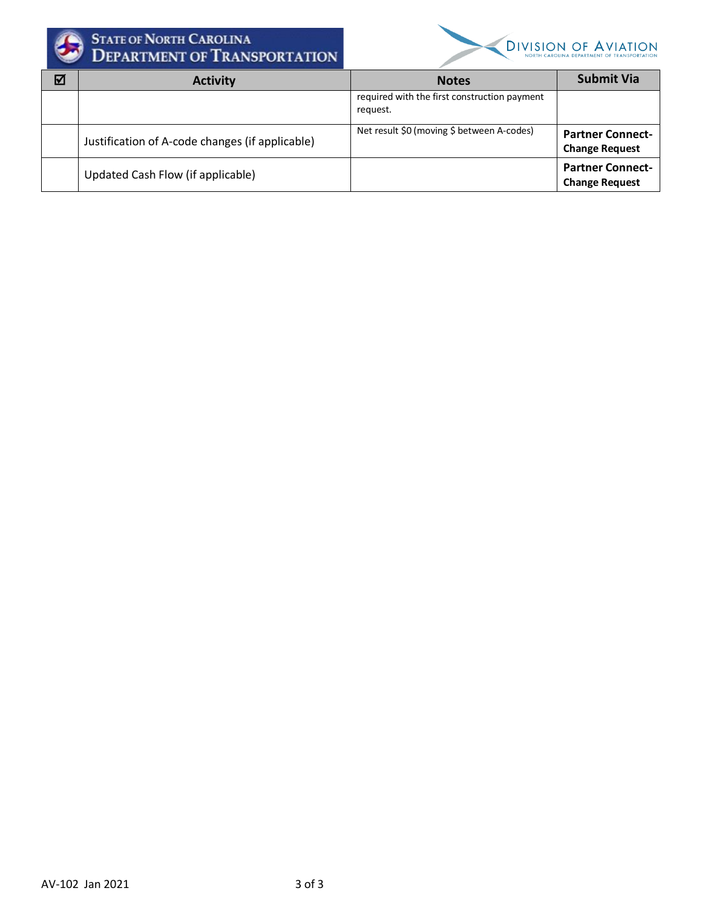| ☑ | Activity | Notes | Submit Via |
|---|---|---|---|
| | | required with the first construction payment request. | |
| | Justification of A-code changes (if applicable) | Net result $0 (moving $ between A-codes) | **Partner Connect-Change Request** |
| | Updated Cash Flow (if applicable) | | **Partner Connect-Change Request** |